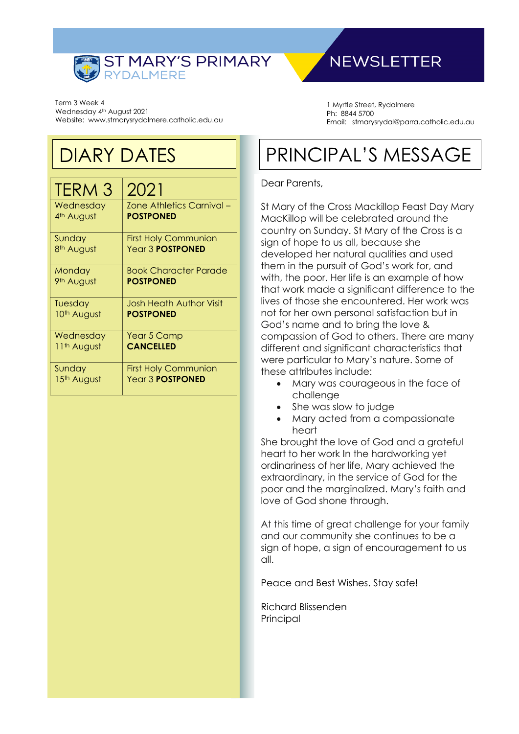# ST MARY'S PRIMARY RYDALMERE

# NEWSLETTER

Term 3 Week 4
Wednesday 4th August 2021
Website: www.stmarysrydalmere.catholic.edu.au

1 Myrtle Street, Rydalmere
Ph: 8844 5700
Email: stmarysrydal@parra.catholic.edu.au

## DIARY DATES

| TERM 3 | 2021 |
| --- | --- |
| Wednesday 4th August | Zone Athletics Carnival – **POSTPONED** |
| Sunday 8th August | First Holy Communion Year 3 **POSTPONED** |
| Monday 9th August | Book Character Parade **POSTPONED** |
| Tuesday 10th August | Josh Heath Author Visit **POSTPONED** |
| Wednesday 11th August | Year 5 Camp **CANCELLED** |
| Sunday 15th August | First Holy Communion Year 3 **POSTPONED** |

## PRINCIPAL'S MESSAGE

Dear Parents,

St Mary of the Cross Mackillop Feast Day Mary MacKillop will be celebrated around the country on Sunday. St Mary of the Cross is a sign of hope to us all, because she developed her natural qualities and used them in the pursuit of God's work for, and with, the poor. Her life is an example of how that work made a significant difference to the lives of those she encountered. Her work was not for her own personal satisfaction but in God's name and to bring the love & compassion of God to others. There are many different and significant characteristics that were particular to Mary's nature. Some of these attributes include:

- Mary was courageous in the face of challenge
- She was slow to judge
- Mary acted from a compassionate heart

She brought the love of God and a grateful heart to her work In the hardworking yet ordinariness of her life, Mary achieved the extraordinary, in the service of God for the poor and the marginalized. Mary's faith and love of God shone through.

At this time of great challenge for your family and our community she continues to be a sign of hope, a sign of encouragement to us all.

Peace and Best Wishes. Stay safe!

Richard Blissenden
Principal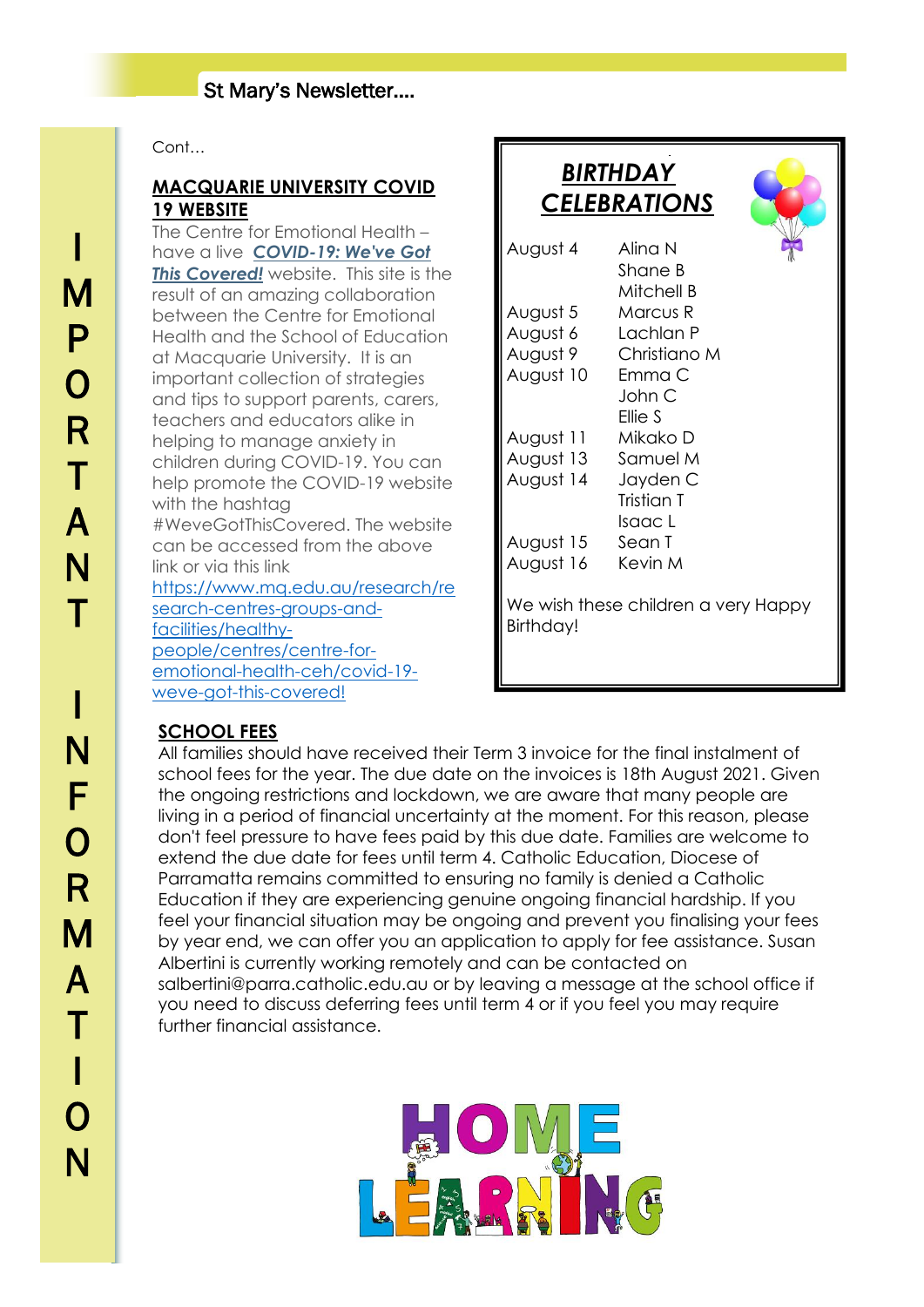Cont…

## MACQUARIE UNIVERSITY COVID 19 WEBSITE

The Centre for Emotional Health – have a live ***COVID-19: We've Got This Covered!*** website. This site is the result of an amazing collaboration between the Centre for Emotional Health and the School of Education at Macquarie University. It is an important collection of strategies and tips to support parents, carers, teachers and educators alike in helping to manage anxiety in children during COVID-19. You can help promote the COVID-19 website with the hashtag #WeveGotThisCovered. The website can be accessed from the above link or via this link https://www.mq.edu.au/research/research-centres-groups-and-facilities/healthy-people/centres/centre-for-emotional-health-ceh/covid-19-weve-got-this-covered!

## BIRTHDAY CELEBRATIONS

| | |
|---|---|
| August 4 | Alina N |
| | Shane B |
| | Mitchell B |
| August 5 | Marcus R |
| August 6 | Lachlan P |
| August 9 | Christiano M |
| August 10 | Emma C |
| | John C |
| | Ellie S |
| August 11 | Mikako D |
| August 13 | Samuel M |
| August 14 | Jayden C |
| | Tristian T |
| | Isaac L |
| August 15 | Sean T |
| August 16 | Kevin M |

We wish these children a very Happy Birthday!

## SCHOOL FEES

All families should have received their Term 3 invoice for the final instalment of school fees for the year. The due date on the invoices is 18th August 2021. Given the ongoing restrictions and lockdown, we are aware that many people are living in a period of financial uncertainty at the moment. For this reason, please don't feel pressure to have fees paid by this due date. Families are welcome to extend the due date for fees until term 4. Catholic Education, Diocese of Parramatta remains committed to ensuring no family is denied a Catholic Education if they are experiencing genuine ongoing financial hardship. If you feel your financial situation may be ongoing and prevent you finalising your fees by year end, we can offer you an application to apply for fee assistance. Susan Albertini is currently working remotely and can be contacted on salbertini@parra.catholic.edu.au or by leaving a message at the school office if you need to discuss deferring fees until term 4 or if you feel you may require further financial assistance.

HOME LEARNING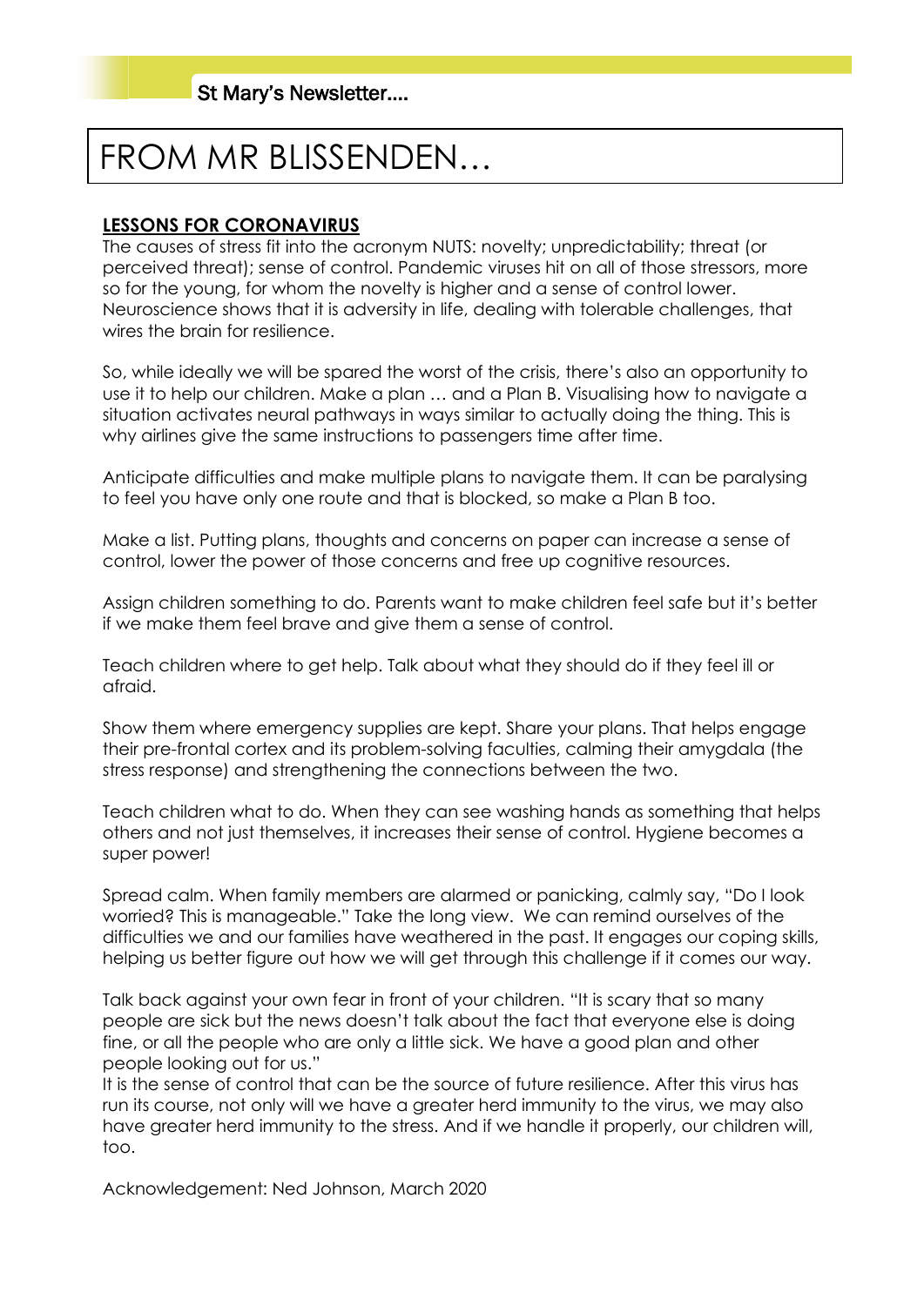# FROM MR BLISSENDEN…

## LESSONS FOR CORONAVIRUS

The causes of stress fit into the acronym NUTS: novelty; unpredictability; threat (or perceived threat); sense of control. Pandemic viruses hit on all of those stressors, more so for the young, for whom the novelty is higher and a sense of control lower. Neuroscience shows that it is adversity in life, dealing with tolerable challenges, that wires the brain for resilience.

So, while ideally we will be spared the worst of the crisis, there's also an opportunity to use it to help our children. Make a plan … and a Plan B. Visualising how to navigate a situation activates neural pathways in ways similar to actually doing the thing. This is why airlines give the same instructions to passengers time after time.

Anticipate difficulties and make multiple plans to navigate them. It can be paralysing to feel you have only one route and that is blocked, so make a Plan B too.

Make a list. Putting plans, thoughts and concerns on paper can increase a sense of control, lower the power of those concerns and free up cognitive resources.

Assign children something to do. Parents want to make children feel safe but it's better if we make them feel brave and give them a sense of control.

Teach children where to get help. Talk about what they should do if they feel ill or afraid.

Show them where emergency supplies are kept. Share your plans. That helps engage their pre-frontal cortex and its problem-solving faculties, calming their amygdala (the stress response) and strengthening the connections between the two.

Teach children what to do. When they can see washing hands as something that helps others and not just themselves, it increases their sense of control. Hygiene becomes a super power!

Spread calm. When family members are alarmed or panicking, calmly say, "Do I look worried? This is manageable." Take the long view. We can remind ourselves of the difficulties we and our families have weathered in the past. It engages our coping skills, helping us better figure out how we will get through this challenge if it comes our way.

Talk back against your own fear in front of your children. "It is scary that so many people are sick but the news doesn't talk about the fact that everyone else is doing fine, or all the people who are only a little sick. We have a good plan and other people looking out for us."
It is the sense of control that can be the source of future resilience. After this virus has run its course, not only will we have a greater herd immunity to the virus, we may also have greater herd immunity to the stress. And if we handle it properly, our children will, too.

Acknowledgement: Ned Johnson, March 2020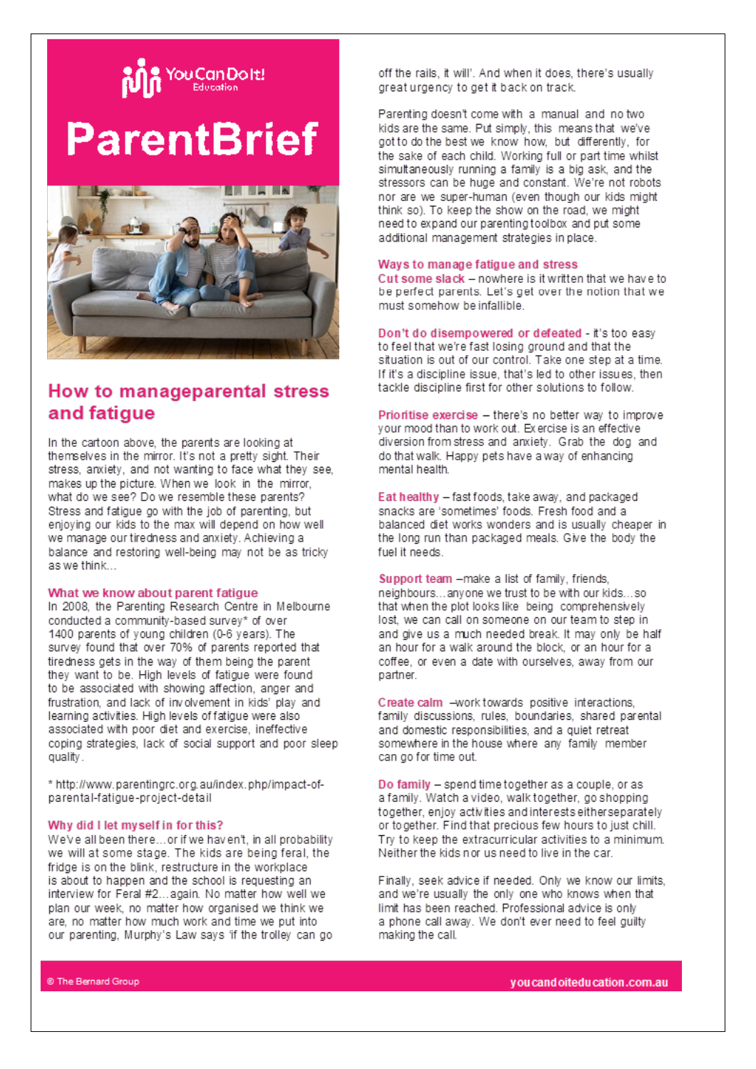YouCanDoIt! Education

# ParentBrief

## How to manageparental stress and fatigue

In the cartoon above, the parents are looking at themselves in the mirror. It's not a pretty sight. Their stress, anxiety, and not wanting to face what they see, makes up the picture. When we look in the mirror, what do we see? Do we resemble these parents? Stress and fatigue go with the job of parenting, but enjoying our kids to the max will depend on how well we manage our tiredness and anxiety. Achieving a balance and restoring well-being may not be as tricky as we think…

### What we know about parent fatigue

In 2008, the Parenting Research Centre in Melbourne conducted a community-based survey* of over 1400 parents of young children (0-6 years). The survey found that over 70% of parents reported that tiredness gets in the way of them being the parent they want to be. High levels of fatigue were found to be associated with showing affection, anger and frustration, and lack of involvement in kids' play and learning activities. High levels of fatigue were also associated with poor diet and exercise, ineffective coping strategies, lack of social support and poor sleep quality.

* http://www.parentingrc.org.au/index.php/impact-of-parental-fatigue-project-detail

### Why did I let myself in for this?

We've all been there…or if we haven't, in all probability we will at some stage. The kids are being feral, the fridge is on the blink, restructure in the workplace is about to happen and the school is requesting an interview for Feral #2…again. No matter how well we plan our week, no matter how organised we think we are, no matter how much work and time we put into our parenting, Murphy's Law says 'if the trolley can go off the rails, it will'. And when it does, there's usually great urgency to get it back on track.

Parenting doesn't come with a manual and no two kids are the same. Put simply, this means that we've got to do the best we know how, but differently, for the sake of each child. Working full or part time whilst simultaneously running a family is a big ask, and the stressors can be huge and constant. We're not robots nor are we super-human (even though our kids might think so). To keep the show on the road, we might need to expand our parenting toolbox and put some additional management strategies in place.

### Ways to manage fatigue and stress

**Cut some slack** – nowhere is it written that we have to be perfect parents. Let's get over the notion that we must somehow be infallible.

**Don't do disempowered or defeated** - it's too easy to feel that we're fast losing ground and that the situation is out of our control. Take one step at a time. If it's a discipline issue, that's led to other issues, then tackle discipline first for other solutions to follow.

**Prioritise exercise** – there's no better way to improve your mood than to work out. Exercise is an effective diversion from stress and anxiety. Grab the dog and do that walk. Happy pets have a way of enhancing mental health.

**Eat healthy** – fast foods, take away, and packaged snacks are 'sometimes' foods. Fresh food and a balanced diet works wonders and is usually cheaper in the long run than packaged meals. Give the body the fuel it needs.

**Support team** –make a list of family, friends, neighbours…anyone we trust to be with our kids…so that when the plot looks like being comprehensively lost, we can call on someone on our team to step in and give us a much needed break. It may only be half an hour for a walk around the block, or an hour for a coffee, or even a date with ourselves, away from our partner.

**Create calm** –work towards positive interactions, family discussions, rules, boundaries, shared parental and domestic responsibilities, and a quiet retreat somewhere in the house where any family member can go for time out.

**Do family** – spend time together as a couple, or as a family. Watch a video, walk together, go shopping together, enjoy activities and interests either separately or together. Find that precious few hours to just chill. Try to keep the extracurricular activities to a minimum. Neither the kids nor us need to live in the car.

Finally, seek advice if needed. Only we know our limits, and we're usually the only one who knows when that limit has been reached. Professional advice is only a phone call away. We don't ever need to feel guilty making the call.

© The Bernard Group

youcandoiteducation.com.au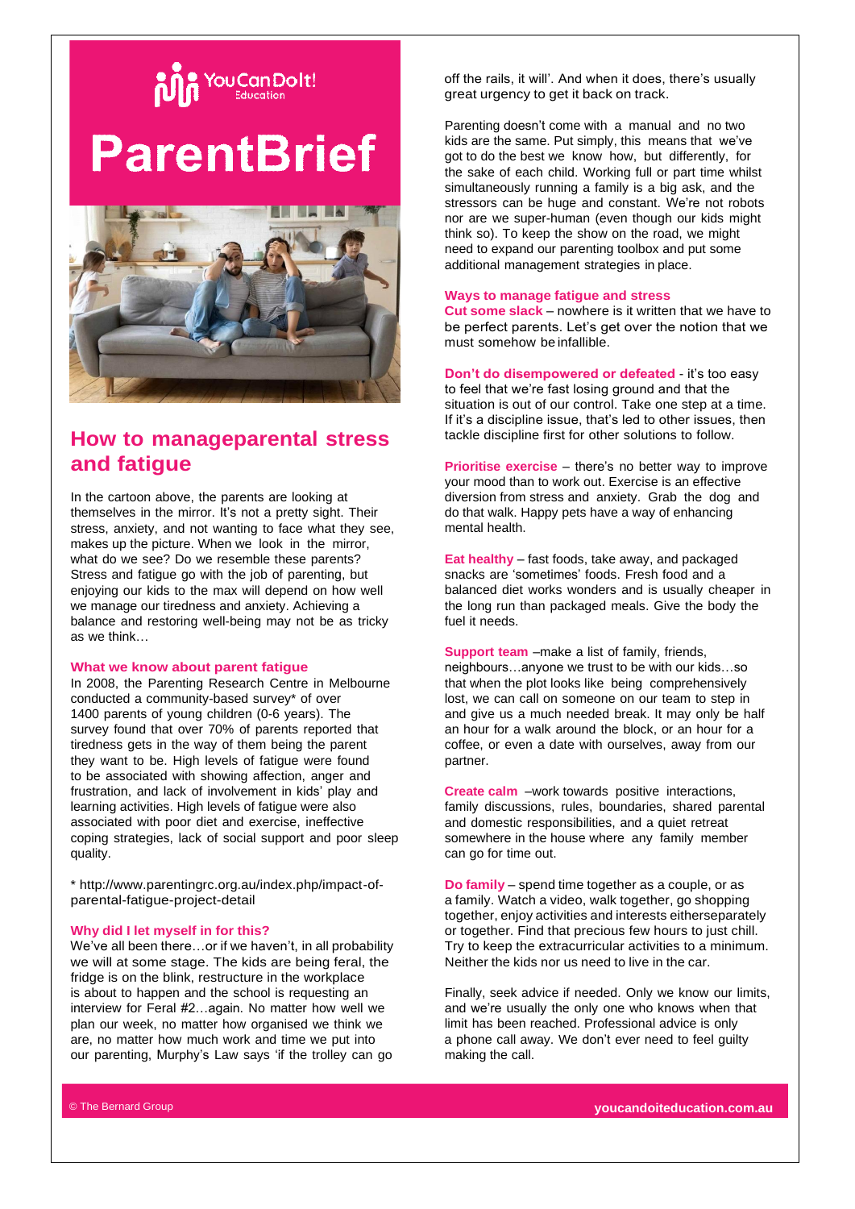YouCanDoIt! Education

# ParentBrief

## How to manageparental stress and fatigue

In the cartoon above, the parents are looking at themselves in the mirror. It's not a pretty sight. Their stress, anxiety, and not wanting to face what they see, makes up the picture. When we look in the mirror, what do we see? Do we resemble these parents? Stress and fatigue go with the job of parenting, but enjoying our kids to the max will depend on how well we manage our tiredness and anxiety. Achieving a balance and restoring well-being may not be as tricky as we think…

### What we know about parent fatigue

In 2008, the Parenting Research Centre in Melbourne conducted a community-based survey* of over 1400 parents of young children (0-6 years). The survey found that over 70% of parents reported that tiredness gets in the way of them being the parent they want to be. High levels of fatigue were found to be associated with showing affection, anger and frustration, and lack of involvement in kids' play and learning activities. High levels of fatigue were also associated with poor diet and exercise, ineffective coping strategies, lack of social support and poor sleep quality.

* http://www.parentingrc.org.au/index.php/impact-of-parental-fatigue-project-detail

### Why did I let myself in for this?

We've all been there…or if we haven't, in all probability we will at some stage. The kids are being feral, the fridge is on the blink, restructure in the workplace is about to happen and the school is requesting an interview for Feral #2…again. No matter how well we plan our week, no matter how organised we think we are, no matter how much work and time we put into our parenting, Murphy's Law says 'if the trolley can go off the rails, it will'. And when it does, there's usually great urgency to get it back on track.

Parenting doesn't come with a manual and no two kids are the same. Put simply, this means that we've got to do the best we know how, but differently, for the sake of each child. Working full or part time whilst simultaneously running a family is a big ask, and the stressors can be huge and constant. We're not robots nor are we super-human (even though our kids might think so). To keep the show on the road, we might need to expand our parenting toolbox and put some additional management strategies in place.

### Ways to manage fatigue and stress

**Cut some slack** – nowhere is it written that we have to be perfect parents. Let's get over the notion that we must somehow be infallible.

**Don't do disempowered or defeated** - it's too easy to feel that we're fast losing ground and that the situation is out of our control. Take one step at a time. If it's a discipline issue, that's led to other issues, then tackle discipline first for other solutions to follow.

**Prioritise exercise** – there's no better way to improve your mood than to work out. Exercise is an effective diversion from stress and anxiety. Grab the dog and do that walk. Happy pets have a way of enhancing mental health.

**Eat healthy** – fast foods, take away, and packaged snacks are 'sometimes' foods. Fresh food and a balanced diet works wonders and is usually cheaper in the long run than packaged meals. Give the body the fuel it needs.

**Support team** –make a list of family, friends, neighbours…anyone we trust to be with our kids…so that when the plot looks like being comprehensively lost, we can call on someone on our team to step in and give us a much needed break. It may only be half an hour for a walk around the block, or an hour for a coffee, or even a date with ourselves, away from our partner.

**Create calm** –work towards positive interactions, family discussions, rules, boundaries, shared parental and domestic responsibilities, and a quiet retreat somewhere in the house where any family member can go for time out.

**Do family** – spend time together as a couple, or as a family. Watch a video, walk together, go shopping together, enjoy activities and interests eitherseparately or together. Find that precious few hours to just chill. Try to keep the extracurricular activities to a minimum. Neither the kids nor us need to live in the car.

Finally, seek advice if needed. Only we know our limits, and we're usually the only one who knows when that limit has been reached. Professional advice is only a phone call away. We don't ever need to feel guilty making the call.

© The Bernard Group

youcandoiteducation.com.au